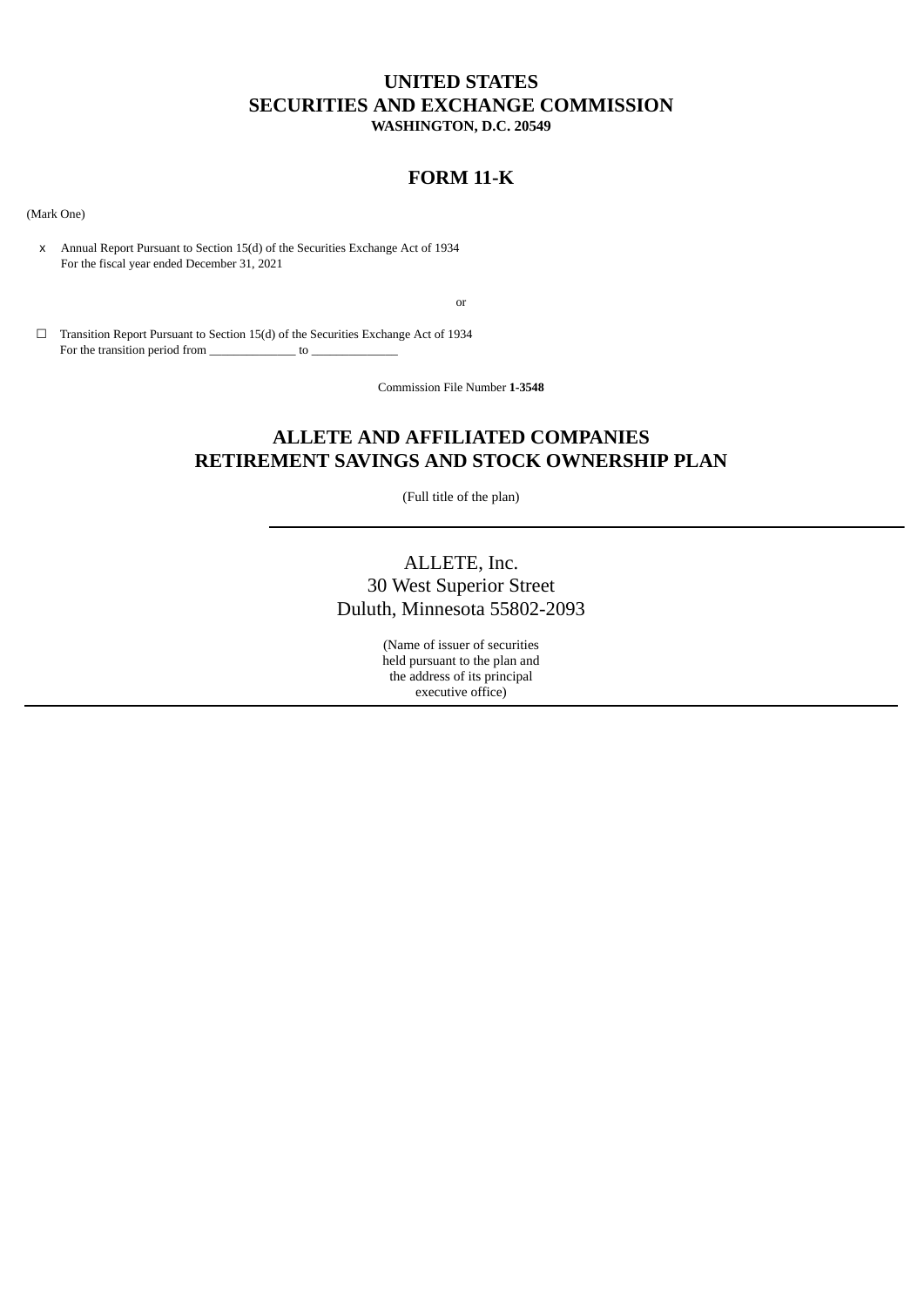# UNITED STATES
# SECURITIES AND EXCHANGE COMMISSION
**WASHINGTON, D.C. 20549**

## FORM 11-K

(Mark One)

x Annual Report Pursuant to Section 15(d) of the Securities Exchange Act of 1934
For the fiscal year ended December 31, 2021

or

☐ Transition Report Pursuant to Section 15(d) of the Securities Exchange Act of 1934
For the transition period from ______________ to ______________

Commission File Number **1-3548**

## ALLETE AND AFFILIATED COMPANIES
## RETIREMENT SAVINGS AND STOCK OWNERSHIP PLAN

(Full title of the plan)

ALLETE, Inc.
30 West Superior Street
Duluth, Minnesota 55802-2093

(Name of issuer of securities
held pursuant to the plan and
the address of its principal
executive office)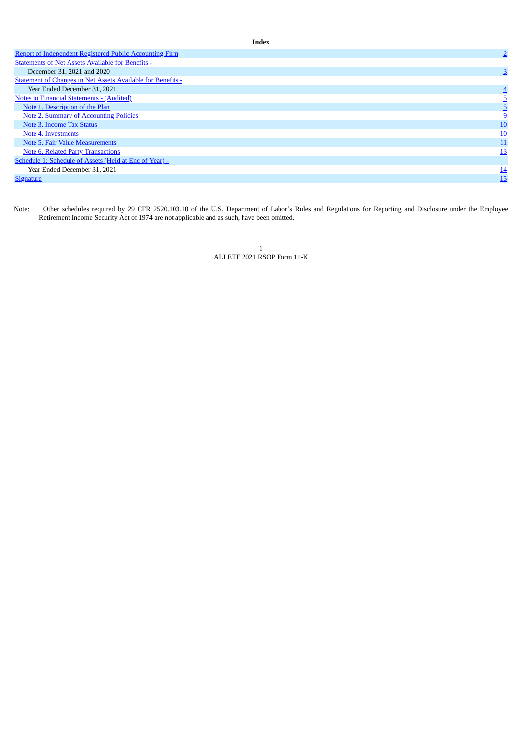**Index**

| | |
|---|---|
| Report of Independent Registered Public Accounting Firm | 2 |
| Statements of Net Assets Available for Benefits - | |
| December 31, 2021 and 2020 | 3 |
| Statement of Changes in Net Assets Available for Benefits - | |
| Year Ended December 31, 2021 | 4 |
| Notes to Financial Statements - (Audited) | 5 |
| Note 1. Description of the Plan | 5 |
| Note 2. Summary of Accounting Policies | 9 |
| Note 3. Income Tax Status | 10 |
| Note 4. Investments | 10 |
| Note 5. Fair Value Measurements | 11 |
| Note 6. Related Party Transactions | 13 |
| Schedule 1: Schedule of Assets (Held at End of Year) - | |
| Year Ended December 31, 2021 | 14 |
| Signature | 15 |

Note: Other schedules required by 29 CFR 2520.103.10 of the U.S. Department of Labor's Rules and Regulations for Reporting and Disclosure under the Employee Retirement Income Security Act of 1974 are not applicable and as such, have been omitted.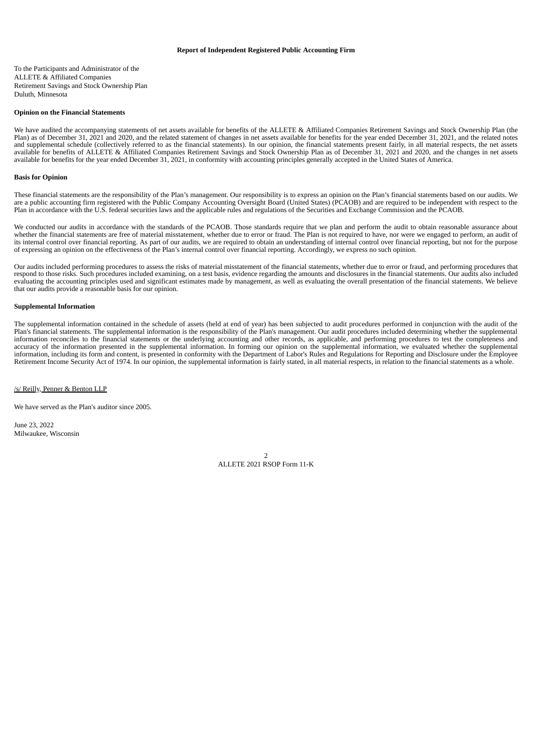**Report of Independent Registered Public Accounting Firm**

To the Participants and Administrator of the
ALLETE & Affiliated Companies
Retirement Savings and Stock Ownership Plan
Duluth, Minnesota

**Opinion on the Financial Statements**

We have audited the accompanying statements of net assets available for benefits of the ALLETE & Affiliated Companies Retirement Savings and Stock Ownership Plan (the Plan) as of December 31, 2021 and 2020, and the related statement of changes in net assets available for benefits for the year ended December 31, 2021, and the related notes and supplemental schedule (collectively referred to as the financial statements). In our opinion, the financial statements present fairly, in all material respects, the net assets available for benefits of ALLETE & Affiliated Companies Retirement Savings and Stock Ownership Plan as of December 31, 2021 and 2020, and the changes in net assets available for benefits for the year ended December 31, 2021, in conformity with accounting principles generally accepted in the United States of America.

**Basis for Opinion**

These financial statements are the responsibility of the Plan's management. Our responsibility is to express an opinion on the Plan's financial statements based on our audits. We are a public accounting firm registered with the Public Company Accounting Oversight Board (United States) (PCAOB) and are required to be independent with respect to the Plan in accordance with the U.S. federal securities laws and the applicable rules and regulations of the Securities and Exchange Commission and the PCAOB.

We conducted our audits in accordance with the standards of the PCAOB. Those standards require that we plan and perform the audit to obtain reasonable assurance about whether the financial statements are free of material misstatement, whether due to error or fraud. The Plan is not required to have, nor were we engaged to perform, an audit of its internal control over financial reporting. As part of our audits, we are required to obtain an understanding of internal control over financial reporting, but not for the purpose of expressing an opinion on the effectiveness of the Plan's internal control over financial reporting. Accordingly, we express no such opinion.

Our audits included performing procedures to assess the risks of material misstatement of the financial statements, whether due to error or fraud, and performing procedures that respond to those risks. Such procedures included examining, on a test basis, evidence regarding the amounts and disclosures in the financial statements. Our audits also included evaluating the accounting principles used and significant estimates made by management, as well as evaluating the overall presentation of the financial statements. We believe that our audits provide a reasonable basis for our opinion.

**Supplemental Information**

The supplemental information contained in the schedule of assets (held at end of year) has been subjected to audit procedures performed in conjunction with the audit of the Plan's financial statements. The supplemental information is the responsibility of the Plan's management. Our audit procedures included determining whether the supplemental information reconciles to the financial statements or the underlying accounting and other records, as applicable, and performing procedures to test the completeness and accuracy of the information presented in the supplemental information. In forming our opinion on the supplemental information, we evaluated whether the supplemental information, including its form and content, is presented in conformity with the Department of Labor's Rules and Regulations for Reporting and Disclosure under the Employee Retirement Income Security Act of 1974. In our opinion, the supplemental information is fairly stated, in all material respects, in relation to the financial statements as a whole.

/s/ Reilly, Penner & Benton LLP

We have served as the Plan's auditor since 2005.

June 23, 2022
Milwaukee, Wisconsin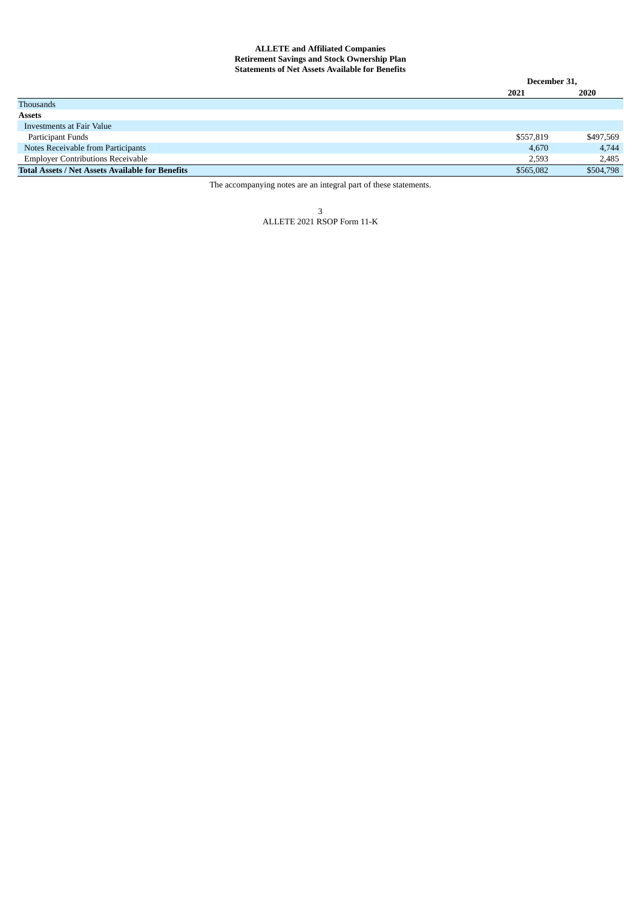**ALLETE and Affiliated Companies**
**Retirement Savings and Stock Ownership Plan**
**Statements of Net Assets Available for Benefits**

| | December 31, | |
|---|---|---|
| | **2021** | **2020** |
| Thousands | | |
| **Assets** | | |
| Investments at Fair Value | | |
| Participant Funds | $557,819 | $497,569 |
| Notes Receivable from Participants | 4,670 | 4,744 |
| Employer Contributions Receivable | 2,593 | 2,485 |
| **Total Assets / Net Assets Available for Benefits** | $565,082 | $504,798 |

The accompanying notes are an integral part of these statements.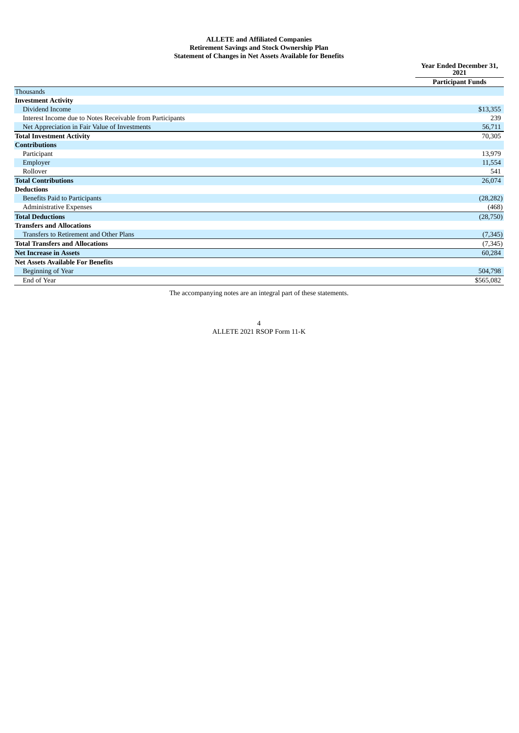**ALLETE and Affiliated Companies**
**Retirement Savings and Stock Ownership Plan**
**Statement of Changes in Net Assets Available for Benefits**

| | Year Ended December 31, 2021 |
|---|---|
| | **Participant Funds** |
| Thousands | |
| **Investment Activity** | |
| Dividend Income | $13,355 |
| Interest Income due to Notes Receivable from Participants | 239 |
| Net Appreciation in Fair Value of Investments | 56,711 |
| **Total Investment Activity** | 70,305 |
| **Contributions** | |
| Participant | 13,979 |
| Employer | 11,554 |
| Rollover | 541 |
| **Total Contributions** | 26,074 |
| **Deductions** | |
| Benefits Paid to Participants | (28,282) |
| Administrative Expenses | (468) |
| **Total Deductions** | (28,750) |
| **Transfers and Allocations** | |
| Transfers to Retirement and Other Plans | (7,345) |
| **Total Transfers and Allocations** | (7,345) |
| **Net Increase in Assets** | 60,284 |
| **Net Assets Available For Benefits** | |
| Beginning of Year | 504,798 |
| End of Year | $565,082 |

The accompanying notes are an integral part of these statements.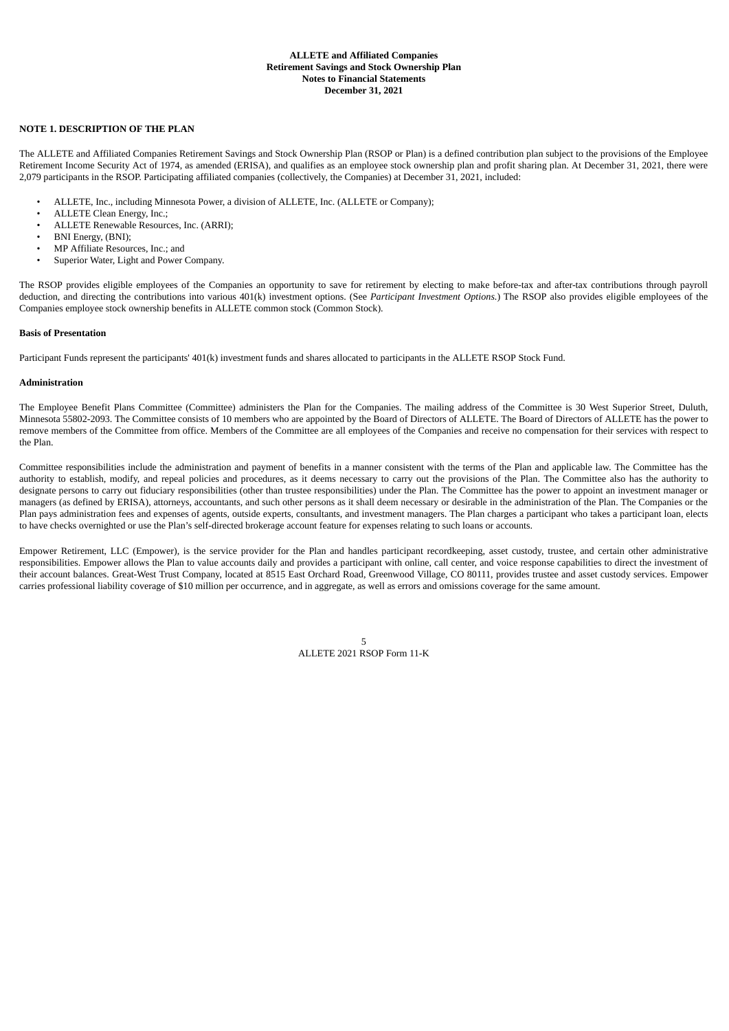**ALLETE and Affiliated Companies**
**Retirement Savings and Stock Ownership Plan**
**Notes to Financial Statements**
**December 31, 2021**

## NOTE 1. DESCRIPTION OF THE PLAN

The ALLETE and Affiliated Companies Retirement Savings and Stock Ownership Plan (RSOP or Plan) is a defined contribution plan subject to the provisions of the Employee Retirement Income Security Act of 1974, as amended (ERISA), and qualifies as an employee stock ownership plan and profit sharing plan. At December 31, 2021, there were 2,079 participants in the RSOP. Participating affiliated companies (collectively, the Companies) at December 31, 2021, included:

- ALLETE, Inc., including Minnesota Power, a division of ALLETE, Inc. (ALLETE or Company);
- ALLETE Clean Energy, Inc.;
- ALLETE Renewable Resources, Inc. (ARRI);
- BNI Energy, (BNI);
- MP Affiliate Resources, Inc.; and
- Superior Water, Light and Power Company.

The RSOP provides eligible employees of the Companies an opportunity to save for retirement by electing to make before-tax and after-tax contributions through payroll deduction, and directing the contributions into various 401(k) investment options. (See *Participant Investment Options.*) The RSOP also provides eligible employees of the Companies employee stock ownership benefits in ALLETE common stock (Common Stock).

### Basis of Presentation

Participant Funds represent the participants' 401(k) investment funds and shares allocated to participants in the ALLETE RSOP Stock Fund.

### Administration

The Employee Benefit Plans Committee (Committee) administers the Plan for the Companies. The mailing address of the Committee is 30 West Superior Street, Duluth, Minnesota 55802-2093. The Committee consists of 10 members who are appointed by the Board of Directors of ALLETE. The Board of Directors of ALLETE has the power to remove members of the Committee from office. Members of the Committee are all employees of the Companies and receive no compensation for their services with respect to the Plan.

Committee responsibilities include the administration and payment of benefits in a manner consistent with the terms of the Plan and applicable law. The Committee has the authority to establish, modify, and repeal policies and procedures, as it deems necessary to carry out the provisions of the Plan. The Committee also has the authority to designate persons to carry out fiduciary responsibilities (other than trustee responsibilities) under the Plan. The Committee has the power to appoint an investment manager or managers (as defined by ERISA), attorneys, accountants, and such other persons as it shall deem necessary or desirable in the administration of the Plan. The Companies or the Plan pays administration fees and expenses of agents, outside experts, consultants, and investment managers. The Plan charges a participant who takes a participant loan, elects to have checks overnighted or use the Plan's self-directed brokerage account feature for expenses relating to such loans or accounts.

Empower Retirement, LLC (Empower), is the service provider for the Plan and handles participant recordkeeping, asset custody, trustee, and certain other administrative responsibilities. Empower allows the Plan to value accounts daily and provides a participant with online, call center, and voice response capabilities to direct the investment of their account balances. Great-West Trust Company, located at 8515 East Orchard Road, Greenwood Village, CO 80111, provides trustee and asset custody services. Empower carries professional liability coverage of $10 million per occurrence, and in aggregate, as well as errors and omissions coverage for the same amount.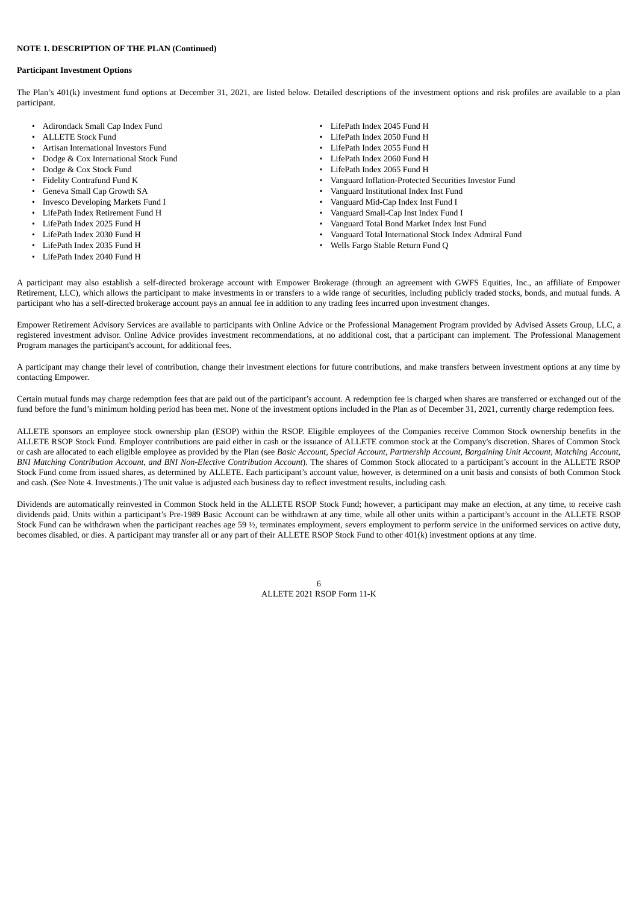**NOTE 1. DESCRIPTION OF THE PLAN (Continued)**

**Participant Investment Options**

The Plan's 401(k) investment fund options at December 31, 2021, are listed below. Detailed descriptions of the investment options and risk profiles are available to a plan participant.

- Adirondack Small Cap Index Fund
- ALLETE Stock Fund
- Artisan International Investors Fund
- Dodge & Cox International Stock Fund
- Dodge & Cox Stock Fund
- Fidelity Contrafund Fund K
- Geneva Small Cap Growth SA
- Invesco Developing Markets Fund I
- LifePath Index Retirement Fund H
- LifePath Index 2025 Fund H
- LifePath Index 2030 Fund H
- LifePath Index 2035 Fund H
- LifePath Index 2040 Fund H
- LifePath Index 2045 Fund H
- LifePath Index 2050 Fund H
- LifePath Index 2055 Fund H
- LifePath Index 2060 Fund H
- LifePath Index 2065 Fund H
- Vanguard Inflation-Protected Securities Investor Fund
- Vanguard Institutional Index Inst Fund
- Vanguard Mid-Cap Index Inst Fund I
- Vanguard Small-Cap Inst Index Fund I
- Vanguard Total Bond Market Index Inst Fund
- Vanguard Total International Stock Index Admiral Fund
- Wells Fargo Stable Return Fund Q

A participant may also establish a self-directed brokerage account with Empower Brokerage (through an agreement with GWFS Equities, Inc., an affiliate of Empower Retirement, LLC), which allows the participant to make investments in or transfers to a wide range of securities, including publicly traded stocks, bonds, and mutual funds. A participant who has a self-directed brokerage account pays an annual fee in addition to any trading fees incurred upon investment changes.

Empower Retirement Advisory Services are available to participants with Online Advice or the Professional Management Program provided by Advised Assets Group, LLC, a registered investment advisor. Online Advice provides investment recommendations, at no additional cost, that a participant can implement. The Professional Management Program manages the participant's account, for additional fees.

A participant may change their level of contribution, change their investment elections for future contributions, and make transfers between investment options at any time by contacting Empower.

Certain mutual funds may charge redemption fees that are paid out of the participant's account. A redemption fee is charged when shares are transferred or exchanged out of the fund before the fund's minimum holding period has been met. None of the investment options included in the Plan as of December 31, 2021, currently charge redemption fees.

ALLETE sponsors an employee stock ownership plan (ESOP) within the RSOP. Eligible employees of the Companies receive Common Stock ownership benefits in the ALLETE RSOP Stock Fund. Employer contributions are paid either in cash or the issuance of ALLETE common stock at the Company's discretion. Shares of Common Stock or cash are allocated to each eligible employee as provided by the Plan (see *Basic Account, Special Account, Partnership Account, Bargaining Unit Account, Matching Account, BNI Matching Contribution Account, and BNI Non-Elective Contribution Account*). The shares of Common Stock allocated to a participant's account in the ALLETE RSOP Stock Fund come from issued shares, as determined by ALLETE. Each participant's account value, however, is determined on a unit basis and consists of both Common Stock and cash. (See Note 4. Investments.) The unit value is adjusted each business day to reflect investment results, including cash.

Dividends are automatically reinvested in Common Stock held in the ALLETE RSOP Stock Fund; however, a participant may make an election, at any time, to receive cash dividends paid. Units within a participant's Pre-1989 Basic Account can be withdrawn at any time, while all other units within a participant's account in the ALLETE RSOP Stock Fund can be withdrawn when the participant reaches age 59 ½, terminates employment, severs employment to perform service in the uniformed services on active duty, becomes disabled, or dies. A participant may transfer all or any part of their ALLETE RSOP Stock Fund to other 401(k) investment options at any time.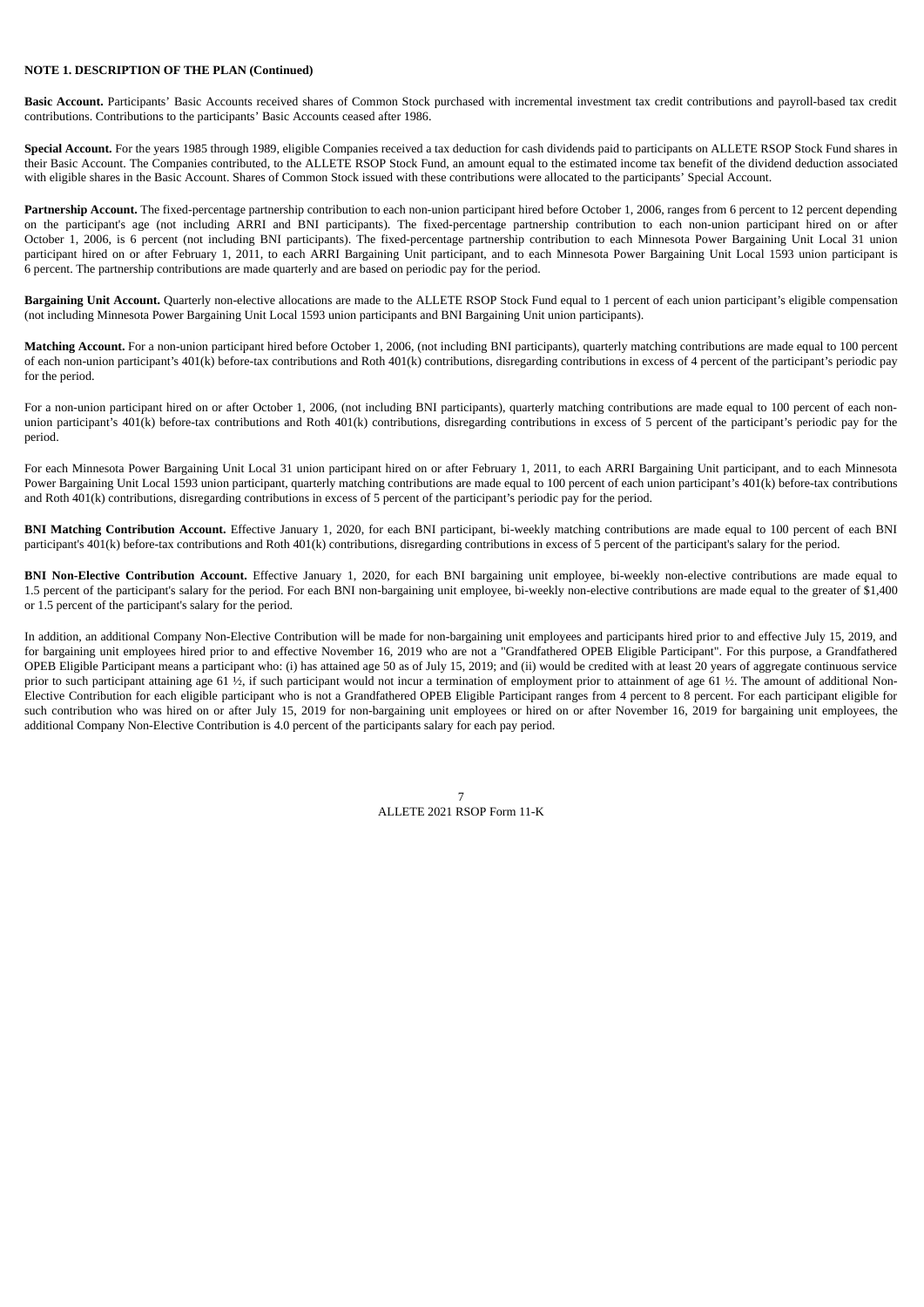**NOTE 1. DESCRIPTION OF THE PLAN (Continued)**

**Basic Account.** Participants' Basic Accounts received shares of Common Stock purchased with incremental investment tax credit contributions and payroll-based tax credit contributions. Contributions to the participants' Basic Accounts ceased after 1986.

**Special Account.** For the years 1985 through 1989, eligible Companies received a tax deduction for cash dividends paid to participants on ALLETE RSOP Stock Fund shares in their Basic Account. The Companies contributed, to the ALLETE RSOP Stock Fund, an amount equal to the estimated income tax benefit of the dividend deduction associated with eligible shares in the Basic Account. Shares of Common Stock issued with these contributions were allocated to the participants' Special Account.

**Partnership Account.** The fixed-percentage partnership contribution to each non-union participant hired before October 1, 2006, ranges from 6 percent to 12 percent depending on the participant's age (not including ARRI and BNI participants). The fixed-percentage partnership contribution to each non-union participant hired on or after October 1, 2006, is 6 percent (not including BNI participants). The fixed-percentage partnership contribution to each Minnesota Power Bargaining Unit Local 31 union participant hired on or after February 1, 2011, to each ARRI Bargaining Unit participant, and to each Minnesota Power Bargaining Unit Local 1593 union participant is 6 percent. The partnership contributions are made quarterly and are based on periodic pay for the period.

**Bargaining Unit Account.** Quarterly non-elective allocations are made to the ALLETE RSOP Stock Fund equal to 1 percent of each union participant's eligible compensation (not including Minnesota Power Bargaining Unit Local 1593 union participants and BNI Bargaining Unit union participants).

**Matching Account.** For a non-union participant hired before October 1, 2006, (not including BNI participants), quarterly matching contributions are made equal to 100 percent of each non-union participant's 401(k) before-tax contributions and Roth 401(k) contributions, disregarding contributions in excess of 4 percent of the participant's periodic pay for the period.

For a non-union participant hired on or after October 1, 2006, (not including BNI participants), quarterly matching contributions are made equal to 100 percent of each non-union participant's 401(k) before-tax contributions and Roth 401(k) contributions, disregarding contributions in excess of 5 percent of the participant's periodic pay for the period.

For each Minnesota Power Bargaining Unit Local 31 union participant hired on or after February 1, 2011, to each ARRI Bargaining Unit participant, and to each Minnesota Power Bargaining Unit Local 1593 union participant, quarterly matching contributions are made equal to 100 percent of each union participant's 401(k) before-tax contributions and Roth 401(k) contributions, disregarding contributions in excess of 5 percent of the participant's periodic pay for the period.

**BNI Matching Contribution Account.** Effective January 1, 2020, for each BNI participant, bi-weekly matching contributions are made equal to 100 percent of each BNI participant's 401(k) before-tax contributions and Roth 401(k) contributions, disregarding contributions in excess of 5 percent of the participant's salary for the period.

**BNI Non-Elective Contribution Account.** Effective January 1, 2020, for each BNI bargaining unit employee, bi-weekly non-elective contributions are made equal to 1.5 percent of the participant's salary for the period. For each BNI non-bargaining unit employee, bi-weekly non-elective contributions are made equal to the greater of $1,400 or 1.5 percent of the participant's salary for the period.

In addition, an additional Company Non-Elective Contribution will be made for non-bargaining unit employees and participants hired prior to and effective July 15, 2019, and for bargaining unit employees hired prior to and effective November 16, 2019 who are not a "Grandfathered OPEB Eligible Participant". For this purpose, a Grandfathered OPEB Eligible Participant means a participant who: (i) has attained age 50 as of July 15, 2019; and (ii) would be credited with at least 20 years of aggregate continuous service prior to such participant attaining age 61 ½, if such participant would not incur a termination of employment prior to attainment of age 61 ½. The amount of additional Non-Elective Contribution for each eligible participant who is not a Grandfathered OPEB Eligible Participant ranges from 4 percent to 8 percent. For each participant eligible for such contribution who was hired on or after July 15, 2019 for non-bargaining unit employees or hired on or after November 16, 2019 for bargaining unit employees, the additional Company Non-Elective Contribution is 4.0 percent of the participants salary for each pay period.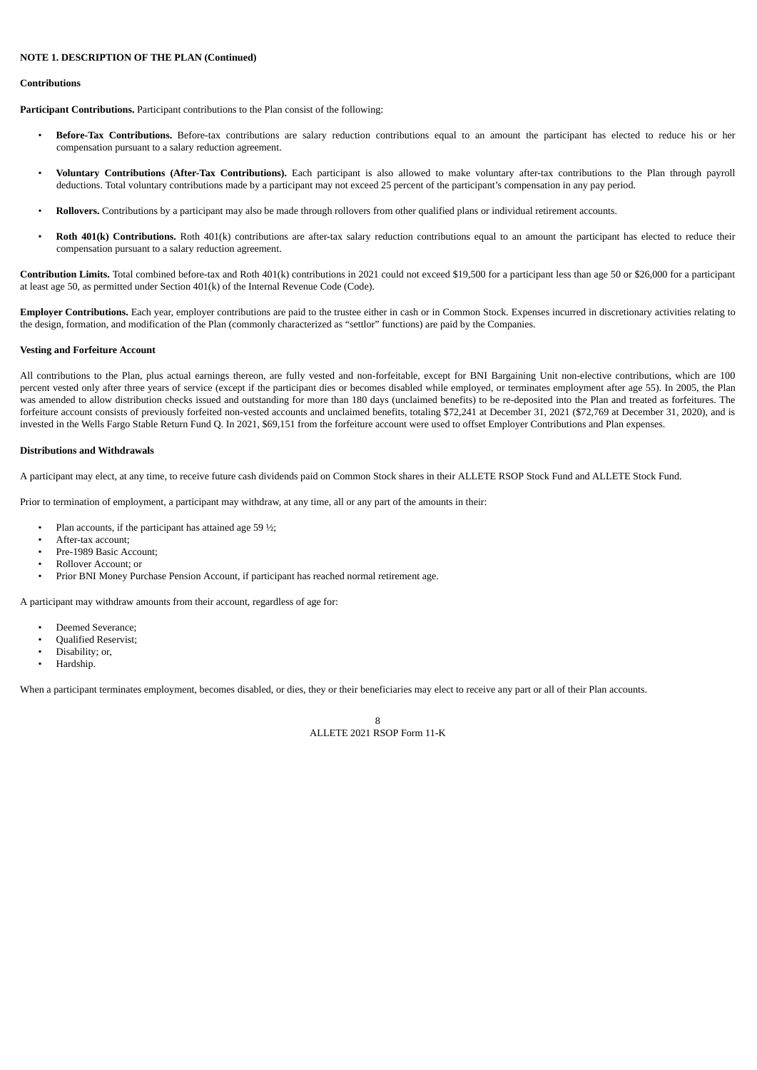**NOTE 1. DESCRIPTION OF THE PLAN (Continued)**

**Contributions**

**Participant Contributions.** Participant contributions to the Plan consist of the following:

- **Before-Tax Contributions.** Before-tax contributions are salary reduction contributions equal to an amount the participant has elected to reduce his or her compensation pursuant to a salary reduction agreement.

- **Voluntary Contributions (After-Tax Contributions).** Each participant is also allowed to make voluntary after-tax contributions to the Plan through payroll deductions. Total voluntary contributions made by a participant may not exceed 25 percent of the participant's compensation in any pay period.

- **Rollovers.** Contributions by a participant may also be made through rollovers from other qualified plans or individual retirement accounts.

- **Roth 401(k) Contributions.** Roth 401(k) contributions are after-tax salary reduction contributions equal to an amount the participant has elected to reduce their compensation pursuant to a salary reduction agreement.

**Contribution Limits.** Total combined before-tax and Roth 401(k) contributions in 2021 could not exceed $19,500 for a participant less than age 50 or $26,000 for a participant at least age 50, as permitted under Section 401(k) of the Internal Revenue Code (Code).

**Employer Contributions.** Each year, employer contributions are paid to the trustee either in cash or in Common Stock. Expenses incurred in discretionary activities relating to the design, formation, and modification of the Plan (commonly characterized as "settlor" functions) are paid by the Companies.

**Vesting and Forfeiture Account**

All contributions to the Plan, plus actual earnings thereon, are fully vested and non-forfeitable, except for BNI Bargaining Unit non-elective contributions, which are 100 percent vested only after three years of service (except if the participant dies or becomes disabled while employed, or terminates employment after age 55). In 2005, the Plan was amended to allow distribution checks issued and outstanding for more than 180 days (unclaimed benefits) to be re-deposited into the Plan and treated as forfeitures. The forfeiture account consists of previously forfeited non-vested accounts and unclaimed benefits, totaling $72,241 at December 31, 2021 ($72,769 at December 31, 2020), and is invested in the Wells Fargo Stable Return Fund Q. In 2021, $69,151 from the forfeiture account were used to offset Employer Contributions and Plan expenses.

**Distributions and Withdrawals**

A participant may elect, at any time, to receive future cash dividends paid on Common Stock shares in their ALLETE RSOP Stock Fund and ALLETE Stock Fund.

Prior to termination of employment, a participant may withdraw, at any time, all or any part of the amounts in their:

- Plan accounts, if the participant has attained age 59 ½;
- After-tax account;
- Pre-1989 Basic Account;
- Rollover Account; or
- Prior BNI Money Purchase Pension Account, if participant has reached normal retirement age.

A participant may withdraw amounts from their account, regardless of age for:

- Deemed Severance;
- Qualified Reservist;
- Disability; or,
- Hardship.

When a participant terminates employment, becomes disabled, or dies, they or their beneficiaries may elect to receive any part or all of their Plan accounts.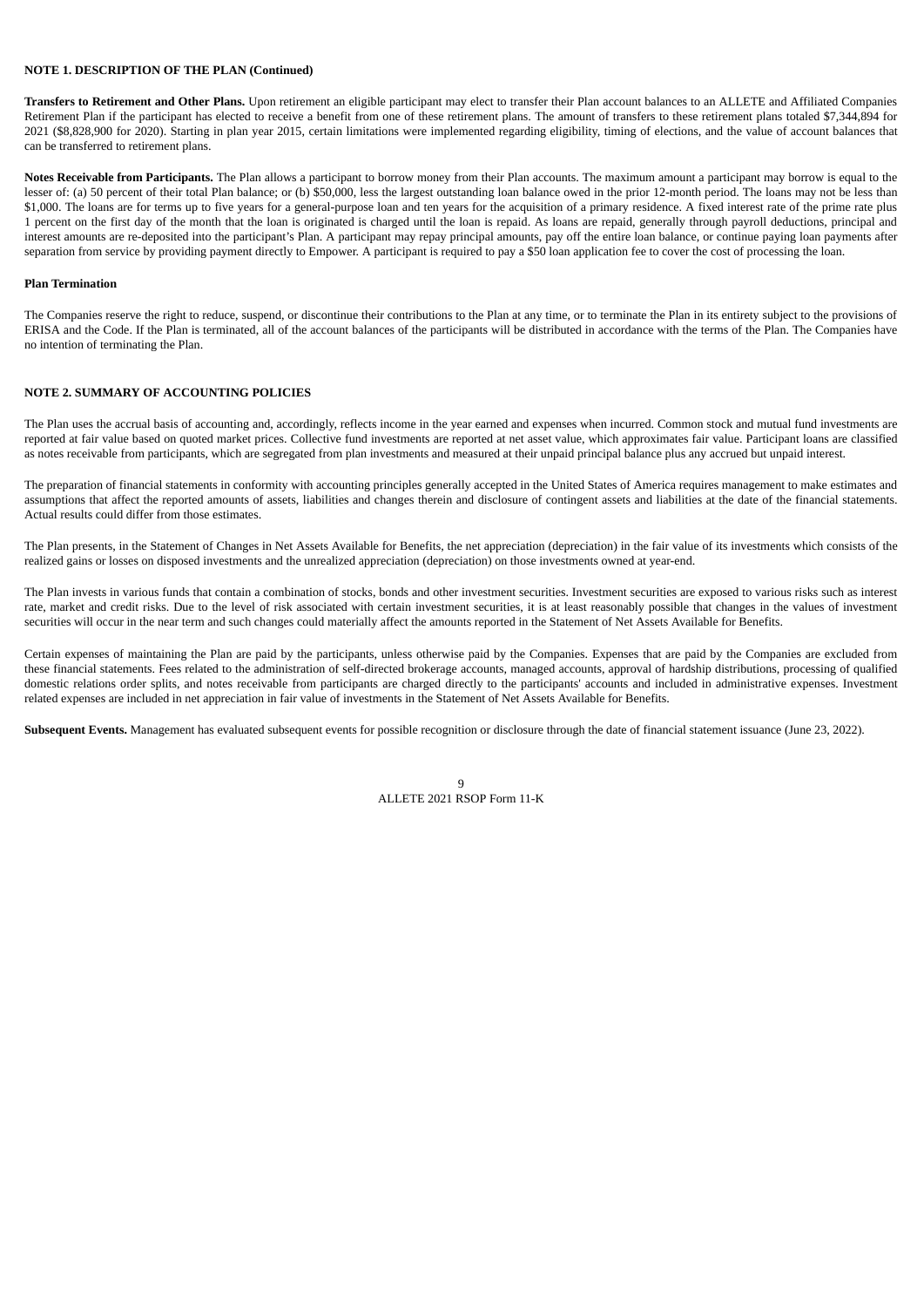## NOTE 1. DESCRIPTION OF THE PLAN (Continued)

**Transfers to Retirement and Other Plans.** Upon retirement an eligible participant may elect to transfer their Plan account balances to an ALLETE and Affiliated Companies Retirement Plan if the participant has elected to receive a benefit from one of these retirement plans. The amount of transfers to these retirement plans totaled $7,344,894 for 2021 ($8,828,900 for 2020). Starting in plan year 2015, certain limitations were implemented regarding eligibility, timing of elections, and the value of account balances that can be transferred to retirement plans.

**Notes Receivable from Participants.** The Plan allows a participant to borrow money from their Plan accounts. The maximum amount a participant may borrow is equal to the lesser of: (a) 50 percent of their total Plan balance; or (b) $50,000, less the largest outstanding loan balance owed in the prior 12-month period. The loans may not be less than $1,000. The loans are for terms up to five years for a general-purpose loan and ten years for the acquisition of a primary residence. A fixed interest rate of the prime rate plus 1 percent on the first day of the month that the loan is originated is charged until the loan is repaid. As loans are repaid, generally through payroll deductions, principal and interest amounts are re-deposited into the participant's Plan. A participant may repay principal amounts, pay off the entire loan balance, or continue paying loan payments after separation from service by providing payment directly to Empower. A participant is required to pay a $50 loan application fee to cover the cost of processing the loan.

### Plan Termination

The Companies reserve the right to reduce, suspend, or discontinue their contributions to the Plan at any time, or to terminate the Plan in its entirety subject to the provisions of ERISA and the Code. If the Plan is terminated, all of the account balances of the participants will be distributed in accordance with the terms of the Plan. The Companies have no intention of terminating the Plan.

## NOTE 2. SUMMARY OF ACCOUNTING POLICIES

The Plan uses the accrual basis of accounting and, accordingly, reflects income in the year earned and expenses when incurred. Common stock and mutual fund investments are reported at fair value based on quoted market prices. Collective fund investments are reported at net asset value, which approximates fair value. Participant loans are classified as notes receivable from participants, which are segregated from plan investments and measured at their unpaid principal balance plus any accrued but unpaid interest.

The preparation of financial statements in conformity with accounting principles generally accepted in the United States of America requires management to make estimates and assumptions that affect the reported amounts of assets, liabilities and changes therein and disclosure of contingent assets and liabilities at the date of the financial statements. Actual results could differ from those estimates.

The Plan presents, in the Statement of Changes in Net Assets Available for Benefits, the net appreciation (depreciation) in the fair value of its investments which consists of the realized gains or losses on disposed investments and the unrealized appreciation (depreciation) on those investments owned at year-end.

The Plan invests in various funds that contain a combination of stocks, bonds and other investment securities. Investment securities are exposed to various risks such as interest rate, market and credit risks. Due to the level of risk associated with certain investment securities, it is at least reasonably possible that changes in the values of investment securities will occur in the near term and such changes could materially affect the amounts reported in the Statement of Net Assets Available for Benefits.

Certain expenses of maintaining the Plan are paid by the participants, unless otherwise paid by the Companies. Expenses that are paid by the Companies are excluded from these financial statements. Fees related to the administration of self-directed brokerage accounts, managed accounts, approval of hardship distributions, processing of qualified domestic relations order splits, and notes receivable from participants are charged directly to the participants' accounts and included in administrative expenses. Investment related expenses are included in net appreciation in fair value of investments in the Statement of Net Assets Available for Benefits.

**Subsequent Events.** Management has evaluated subsequent events for possible recognition or disclosure through the date of financial statement issuance (June 23, 2022).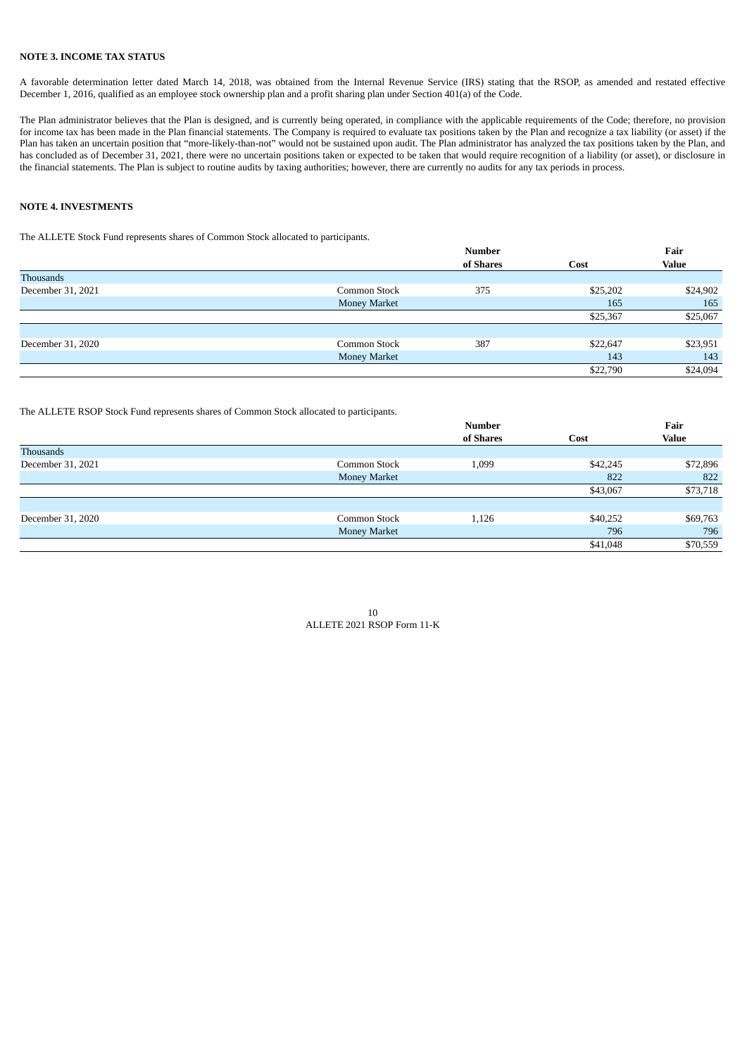**NOTE 3. INCOME TAX STATUS**

A favorable determination letter dated March 14, 2018, was obtained from the Internal Revenue Service (IRS) stating that the RSOP, as amended and restated effective December 1, 2016, qualified as an employee stock ownership plan and a profit sharing plan under Section 401(a) of the Code.

The Plan administrator believes that the Plan is designed, and is currently being operated, in compliance with the applicable requirements of the Code; therefore, no provision for income tax has been made in the Plan financial statements. The Company is required to evaluate tax positions taken by the Plan and recognize a tax liability (or asset) if the Plan has taken an uncertain position that "more-likely-than-not" would not be sustained upon audit. The Plan administrator has analyzed the tax positions taken by the Plan, and has concluded as of December 31, 2021, there were no uncertain positions taken or expected to be taken that would require recognition of a liability (or asset), or disclosure in the financial statements. The Plan is subject to routine audits by taxing authorities; however, there are currently no audits for any tax periods in process.

**NOTE 4. INVESTMENTS**

The ALLETE Stock Fund represents shares of Common Stock allocated to participants.

| | | Number of Shares | Cost | Fair Value |
|---|---|---|---|---|
| Thousands | | | | |
| December 31, 2021 | Common Stock | 375 | $25,202 | $24,902 |
| | Money Market | | 165 | 165 |
| | | | $25,367 | $25,067 |
| | | | | |
| December 31, 2020 | Common Stock | 387 | $22,647 | $23,951 |
| | Money Market | | 143 | 143 |
| | | | $22,790 | $24,094 |

The ALLETE RSOP Stock Fund represents shares of Common Stock allocated to participants.

| | | Number of Shares | Cost | Fair Value |
|---|---|---|---|---|
| Thousands | | | | |
| December 31, 2021 | Common Stock | 1,099 | $42,245 | $72,896 |
| | Money Market | | 822 | 822 |
| | | | $43,067 | $73,718 |
| | | | | |
| December 31, 2020 | Common Stock | 1,126 | $40,252 | $69,763 |
| | Money Market | | 796 | 796 |
| | | | $41,048 | $70,559 |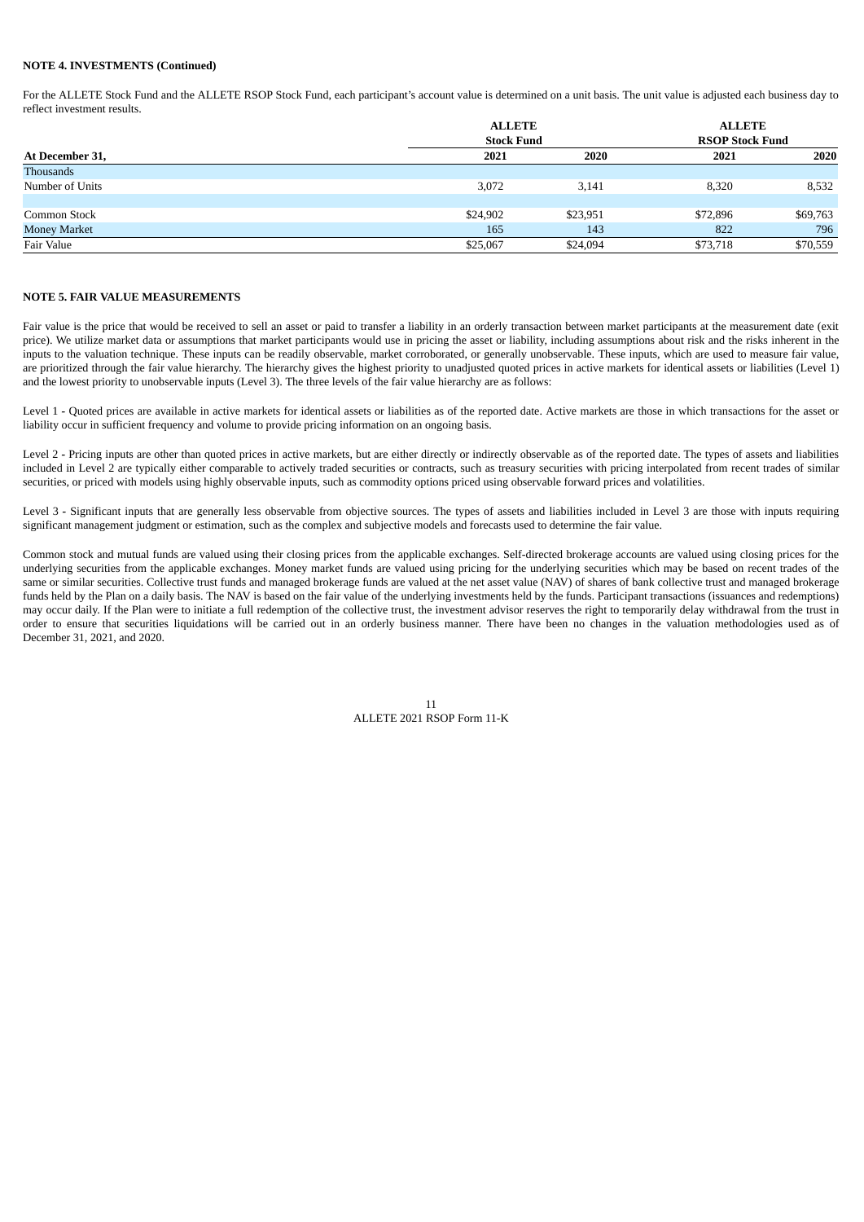**NOTE 4. INVESTMENTS (Continued)**

For the ALLETE Stock Fund and the ALLETE RSOP Stock Fund, each participant's account value is determined on a unit basis. The unit value is adjusted each business day to reflect investment results.

| | ALLETE Stock Fund | | ALLETE RSOP Stock Fund | |
|---|---|---|---|---|
| At December 31, | 2021 | 2020 | 2021 | 2020 |
| Thousands | | | | |
| Number of Units | 3,072 | 3,141 | 8,320 | 8,532 |
| | | | | |
| Common Stock | $24,902 | $23,951 | $72,896 | $69,763 |
| Money Market | 165 | 143 | 822 | 796 |
| Fair Value | $25,067 | $24,094 | $73,718 | $70,559 |

**NOTE 5. FAIR VALUE MEASUREMENTS**

Fair value is the price that would be received to sell an asset or paid to transfer a liability in an orderly transaction between market participants at the measurement date (exit price). We utilize market data or assumptions that market participants would use in pricing the asset or liability, including assumptions about risk and the risks inherent in the inputs to the valuation technique. These inputs can be readily observable, market corroborated, or generally unobservable. These inputs, which are used to measure fair value, are prioritized through the fair value hierarchy. The hierarchy gives the highest priority to unadjusted quoted prices in active markets for identical assets or liabilities (Level 1) and the lowest priority to unobservable inputs (Level 3). The three levels of the fair value hierarchy are as follows:

Level 1 - Quoted prices are available in active markets for identical assets or liabilities as of the reported date. Active markets are those in which transactions for the asset or liability occur in sufficient frequency and volume to provide pricing information on an ongoing basis.

Level 2 - Pricing inputs are other than quoted prices in active markets, but are either directly or indirectly observable as of the reported date. The types of assets and liabilities included in Level 2 are typically either comparable to actively traded securities or contracts, such as treasury securities with pricing interpolated from recent trades of similar securities, or priced with models using highly observable inputs, such as commodity options priced using observable forward prices and volatilities.

Level 3 - Significant inputs that are generally less observable from objective sources. The types of assets and liabilities included in Level 3 are those with inputs requiring significant management judgment or estimation, such as the complex and subjective models and forecasts used to determine the fair value.

Common stock and mutual funds are valued using their closing prices from the applicable exchanges. Self-directed brokerage accounts are valued using closing prices for the underlying securities from the applicable exchanges. Money market funds are valued using pricing for the underlying securities which may be based on recent trades of the same or similar securities. Collective trust funds and managed brokerage funds are valued at the net asset value (NAV) of shares of bank collective trust and managed brokerage funds held by the Plan on a daily basis. The NAV is based on the fair value of the underlying investments held by the funds. Participant transactions (issuances and redemptions) may occur daily. If the Plan were to initiate a full redemption of the collective trust, the investment advisor reserves the right to temporarily delay withdrawal from the trust in order to ensure that securities liquidations will be carried out in an orderly business manner. There have been no changes in the valuation methodologies used as of December 31, 2021, and 2020.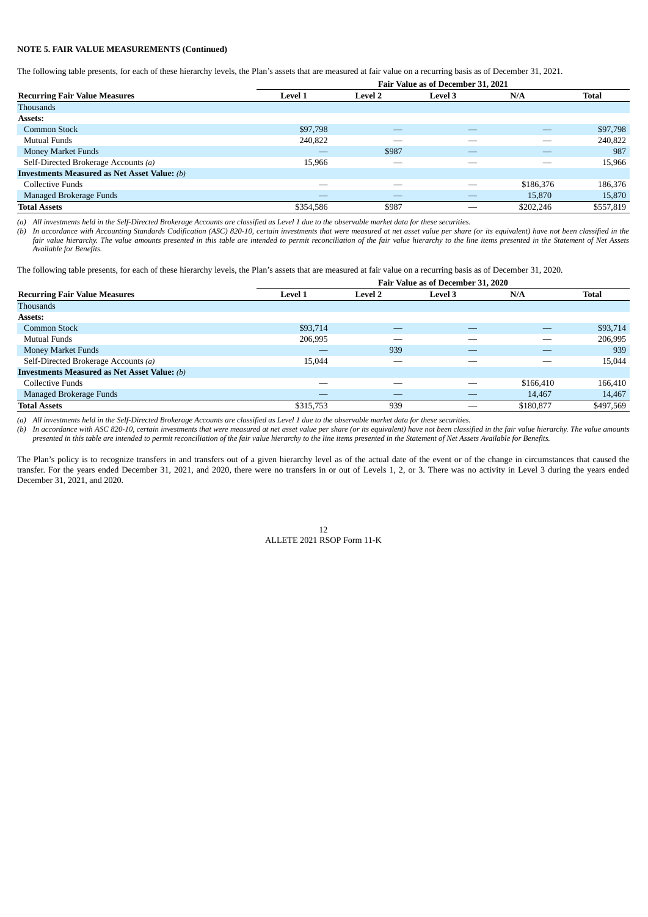**NOTE 5. FAIR VALUE MEASUREMENTS (Continued)**

The following table presents, for each of these hierarchy levels, the Plan's assets that are measured at fair value on a recurring basis as of December 31, 2021.

| | Fair Value as of December 31, 2021 | | | | |
|---|---|---|---|---|---|
| **Recurring Fair Value Measures** | **Level 1** | **Level 2** | **Level 3** | **N/A** | **Total** |
| Thousands | | | | | |
| **Assets:** | | | | | |
| Common Stock | $97,798 | — | — | — | $97,798 |
| Mutual Funds | 240,822 | — | — | — | 240,822 |
| Money Market Funds | — | $987 | — | — | 987 |
| Self-Directed Brokerage Accounts *(a)* | 15,966 | — | — | — | 15,966 |
| **Investments Measured as Net Asset Value:** *(b)* | | | | | |
| Collective Funds | — | — | — | $186,376 | 186,376 |
| Managed Brokerage Funds | — | — | — | 15,870 | 15,870 |
| **Total Assets** | $354,586 | $987 | — | $202,246 | $557,819 |

*(a) All investments held in the Self-Directed Brokerage Accounts are classified as Level 1 due to the observable market data for these securities.*

*(b) In accordance with Accounting Standards Codification (ASC) 820-10, certain investments that were measured at net asset value per share (or its equivalent) have not been classified in the fair value hierarchy. The value amounts presented in this table are intended to permit reconciliation of the fair value hierarchy to the line items presented in the Statement of Net Assets Available for Benefits.*

The following table presents, for each of these hierarchy levels, the Plan's assets that are measured at fair value on a recurring basis as of December 31, 2020.

| | Fair Value as of December 31, 2020 | | | | |
|---|---|---|---|---|---|
| **Recurring Fair Value Measures** | **Level 1** | **Level 2** | **Level 3** | **N/A** | **Total** |
| Thousands | | | | | |
| **Assets:** | | | | | |
| Common Stock | $93,714 | — | — | — | $93,714 |
| Mutual Funds | 206,995 | — | — | — | 206,995 |
| Money Market Funds | — | 939 | — | — | 939 |
| Self-Directed Brokerage Accounts *(a)* | 15,044 | — | — | — | 15,044 |
| **Investments Measured as Net Asset Value:** *(b)* | | | | | |
| Collective Funds | — | — | — | $166,410 | 166,410 |
| Managed Brokerage Funds | — | — | — | 14,467 | 14,467 |
| **Total Assets** | $315,753 | 939 | — | $180,877 | $497,569 |

*(a) All investments held in the Self-Directed Brokerage Accounts are classified as Level 1 due to the observable market data for these securities.*

*(b) In accordance with ASC 820-10, certain investments that were measured at net asset value per share (or its equivalent) have not been classified in the fair value hierarchy. The value amounts presented in this table are intended to permit reconciliation of the fair value hierarchy to the line items presented in the Statement of Net Assets Available for Benefits.*

The Plan's policy is to recognize transfers in and transfers out of a given hierarchy level as of the actual date of the event or of the change in circumstances that caused the transfer. For the years ended December 31, 2021, and 2020, there were no transfers in or out of Levels 1, 2, or 3. There was no activity in Level 3 during the years ended December 31, 2021, and 2020.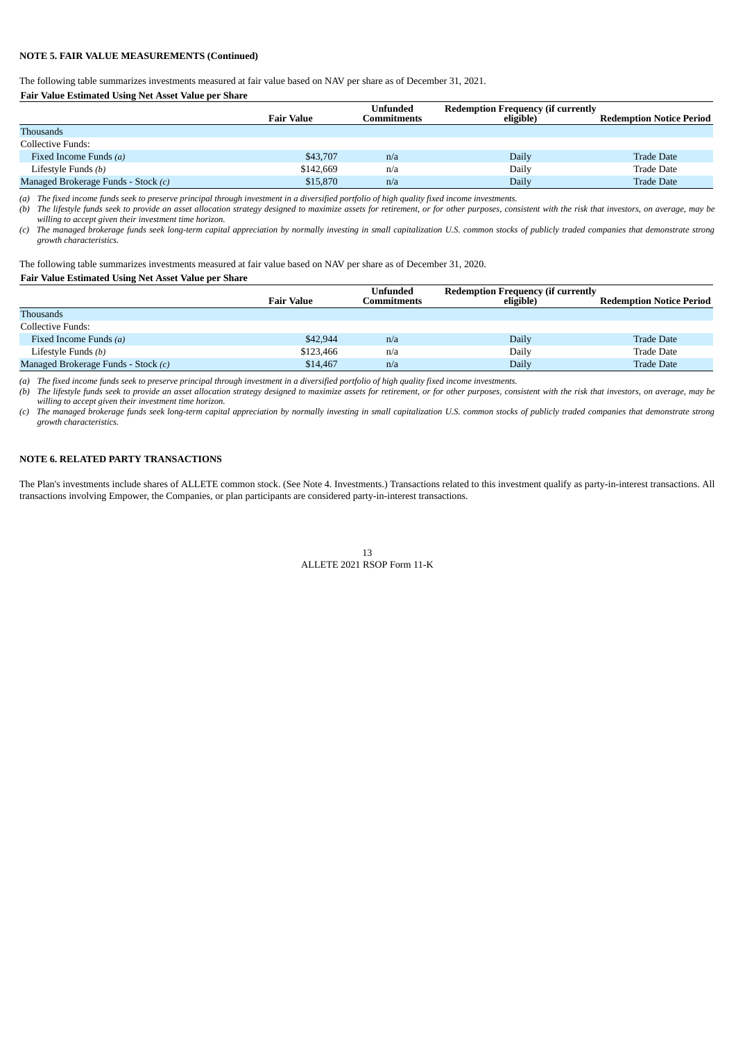**NOTE 5. FAIR VALUE MEASUREMENTS (Continued)**

The following table summarizes investments measured at fair value based on NAV per share as of December 31, 2021.

**Fair Value Estimated Using Net Asset Value per Share**

| | Fair Value | Unfunded Commitments | Redemption Frequency (if currently eligible) | Redemption Notice Period |
|---|---|---|---|---|
| Thousands | | | | |
| Collective Funds: | | | | |
| Fixed Income Funds *(a)* | \$43,707 | n/a | Daily | Trade Date |
| Lifestyle Funds *(b)* | \$142,669 | n/a | Daily | Trade Date |
| Managed Brokerage Funds - Stock *(c)* | \$15,870 | n/a | Daily | Trade Date |

*(a) The fixed income funds seek to preserve principal through investment in a diversified portfolio of high quality fixed income investments.*

*(b) The lifestyle funds seek to provide an asset allocation strategy designed to maximize assets for retirement, or for other purposes, consistent with the risk that investors, on average, may be willing to accept given their investment time horizon.*

*(c) The managed brokerage funds seek long-term capital appreciation by normally investing in small capitalization U.S. common stocks of publicly traded companies that demonstrate strong growth characteristics.*

The following table summarizes investments measured at fair value based on NAV per share as of December 31, 2020.

**Fair Value Estimated Using Net Asset Value per Share**

| | Fair Value | Unfunded Commitments | Redemption Frequency (if currently eligible) | Redemption Notice Period |
|---|---|---|---|---|
| Thousands | | | | |
| Collective Funds: | | | | |
| Fixed Income Funds *(a)* | \$42,944 | n/a | Daily | Trade Date |
| Lifestyle Funds *(b)* | \$123,466 | n/a | Daily | Trade Date |
| Managed Brokerage Funds - Stock *(c)* | \$14,467 | n/a | Daily | Trade Date |

*(a) The fixed income funds seek to preserve principal through investment in a diversified portfolio of high quality fixed income investments.*

*(b) The lifestyle funds seek to provide an asset allocation strategy designed to maximize assets for retirement, or for other purposes, consistent with the risk that investors, on average, may be willing to accept given their investment time horizon.*

*(c) The managed brokerage funds seek long-term capital appreciation by normally investing in small capitalization U.S. common stocks of publicly traded companies that demonstrate strong growth characteristics.*

**NOTE 6. RELATED PARTY TRANSACTIONS**

The Plan's investments include shares of ALLETE common stock. (See Note 4. Investments.) Transactions related to this investment qualify as party-in-interest transactions. All transactions involving Empower, the Companies, or plan participants are considered party-in-interest transactions.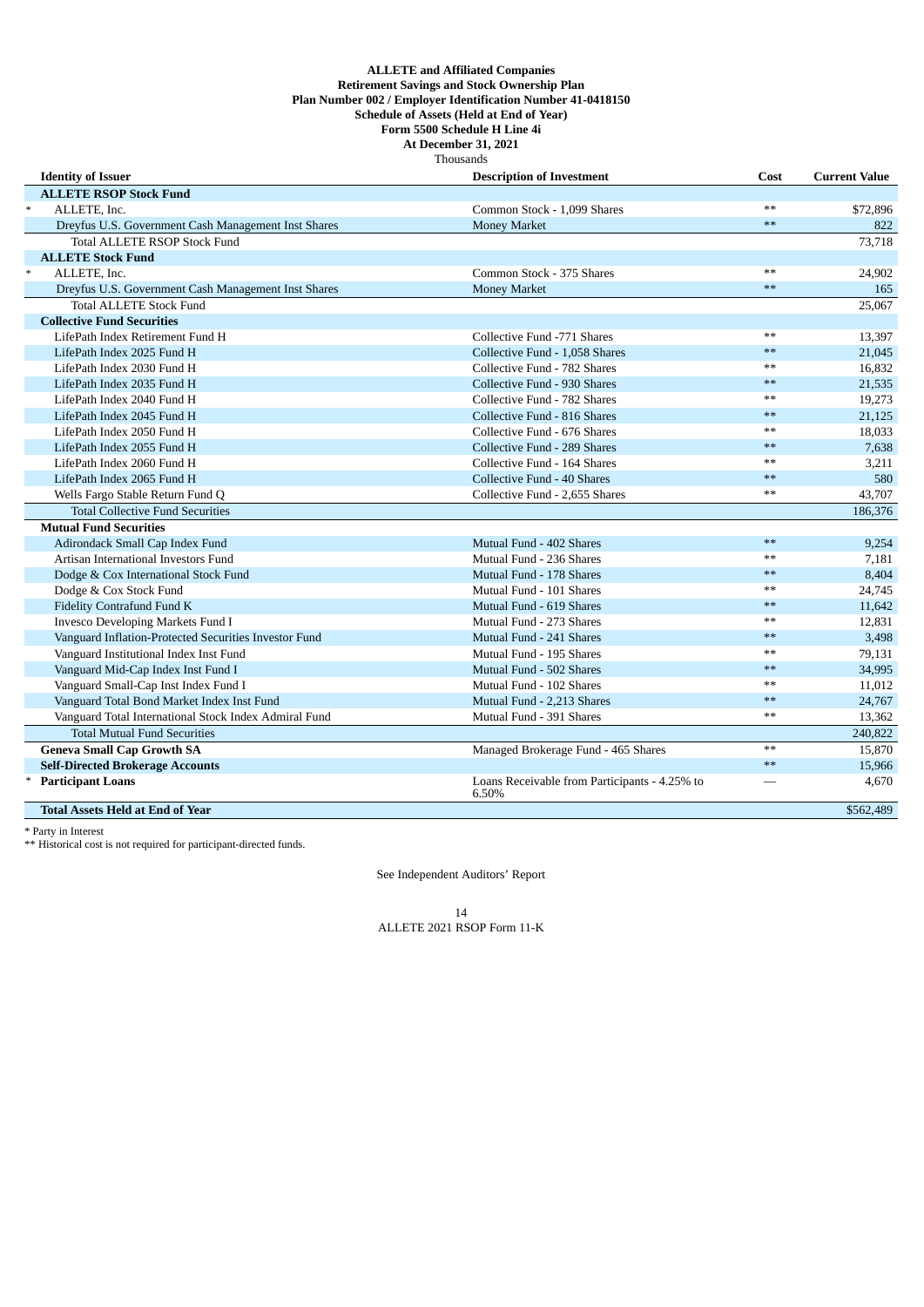**ALLETE and Affiliated Companies**
**Retirement Savings and Stock Ownership Plan**
**Plan Number 002 / Employer Identification Number 41-0418150**
**Schedule of Assets (Held at End of Year)**
**Form 5500 Schedule H Line 4i**
**At December 31, 2021**
Thousands

| | Identity of Issuer | Description of Investment | Cost | Current Value |
|---|---|---|---|---|
| | **ALLETE RSOP Stock Fund** | | | |
| * | ALLETE, Inc. | Common Stock - 1,099 Shares | ** | $72,896 |
| | Dreyfus U.S. Government Cash Management Inst Shares | Money Market | ** | 822 |
| | Total ALLETE RSOP Stock Fund | | | 73,718 |
| | **ALLETE Stock Fund** | | | |
| * | ALLETE, Inc. | Common Stock - 375 Shares | ** | 24,902 |
| | Dreyfus U.S. Government Cash Management Inst Shares | Money Market | ** | 165 |
| | Total ALLETE Stock Fund | | | 25,067 |
| | **Collective Fund Securities** | | | |
| | LifePath Index Retirement Fund H | Collective Fund -771 Shares | ** | 13,397 |
| | LifePath Index 2025 Fund H | Collective Fund - 1,058 Shares | ** | 21,045 |
| | LifePath Index 2030 Fund H | Collective Fund - 782 Shares | ** | 16,832 |
| | LifePath Index 2035 Fund H | Collective Fund - 930 Shares | ** | 21,535 |
| | LifePath Index 2040 Fund H | Collective Fund - 782 Shares | ** | 19,273 |
| | LifePath Index 2045 Fund H | Collective Fund - 816 Shares | ** | 21,125 |
| | LifePath Index 2050 Fund H | Collective Fund - 676 Shares | ** | 18,033 |
| | LifePath Index 2055 Fund H | Collective Fund - 289 Shares | ** | 7,638 |
| | LifePath Index 2060 Fund H | Collective Fund - 164 Shares | ** | 3,211 |
| | LifePath Index 2065 Fund H | Collective Fund - 40 Shares | ** | 580 |
| | Wells Fargo Stable Return Fund Q | Collective Fund - 2,655 Shares | ** | 43,707 |
| | Total Collective Fund Securities | | | 186,376 |
| | **Mutual Fund Securities** | | | |
| | Adirondack Small Cap Index Fund | Mutual Fund - 402 Shares | ** | 9,254 |
| | Artisan International Investors Fund | Mutual Fund - 236 Shares | ** | 7,181 |
| | Dodge & Cox International Stock Fund | Mutual Fund - 178 Shares | ** | 8,404 |
| | Dodge & Cox Stock Fund | Mutual Fund - 101 Shares | ** | 24,745 |
| | Fidelity Contrafund Fund K | Mutual Fund - 619 Shares | ** | 11,642 |
| | Invesco Developing Markets Fund I | Mutual Fund - 273 Shares | ** | 12,831 |
| | Vanguard Inflation-Protected Securities Investor Fund | Mutual Fund - 241 Shares | ** | 3,498 |
| | Vanguard Institutional Index Inst Fund | Mutual Fund - 195 Shares | ** | 79,131 |
| | Vanguard Mid-Cap Index Inst Fund I | Mutual Fund - 502 Shares | ** | 34,995 |
| | Vanguard Small-Cap Inst Index Fund I | Mutual Fund - 102 Shares | ** | 11,012 |
| | Vanguard Total Bond Market Index Inst Fund | Mutual Fund - 2,213 Shares | ** | 24,767 |
| | Vanguard Total International Stock Index Admiral Fund | Mutual Fund - 391 Shares | ** | 13,362 |
| | Total Mutual Fund Securities | | | 240,822 |
| | **Geneva Small Cap Growth SA** | Managed Brokerage Fund - 465 Shares | ** | 15,870 |
| | **Self-Directed Brokerage Accounts** | | ** | 15,966 |
| * | **Participant Loans** | Loans Receivable from Participants - 4.25% to 6.50% | — | 4,670 |
| | **Total Assets Held at End of Year** | | | $562,489 |

\* Party in Interest
** Historical cost is not required for participant-directed funds.

See Independent Auditors' Report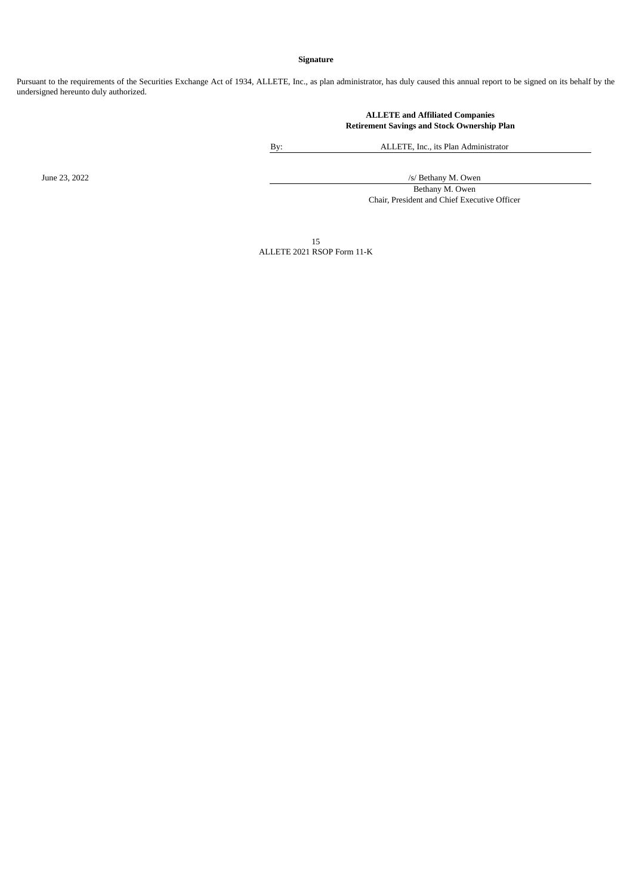**Signature**

Pursuant to the requirements of the Securities Exchange Act of 1934, ALLETE, Inc., as plan administrator, has duly caused this annual report to be signed on its behalf by the undersigned hereunto duly authorized.

**ALLETE and Affiliated Companies**
**Retirement Savings and Stock Ownership Plan**

By: ALLETE, Inc., its Plan Administrator

June 23, 2022

/s/ Bethany M. Owen
Bethany M. Owen
Chair, President and Chief Executive Officer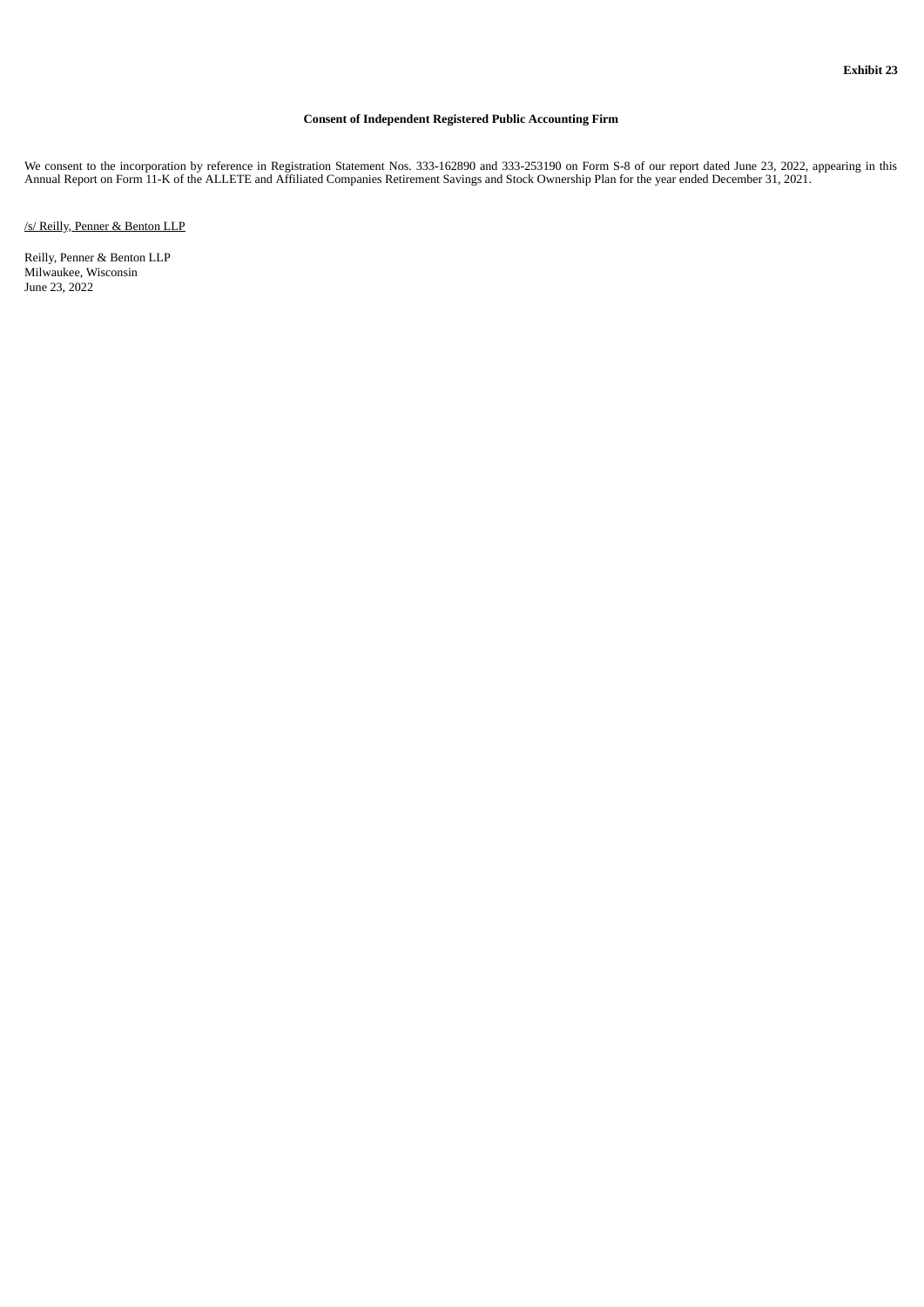**Exhibit 23**

**Consent of Independent Registered Public Accounting Firm**

We consent to the incorporation by reference in Registration Statement Nos. 333-162890 and 333-253190 on Form S-8 of our report dated June 23, 2022, appearing in this Annual Report on Form 11-K of the ALLETE and Affiliated Companies Retirement Savings and Stock Ownership Plan for the year ended December 31, 2021.

/s/ Reilly, Penner & Benton LLP

Reilly, Penner & Benton LLP
Milwaukee, Wisconsin
June 23, 2022